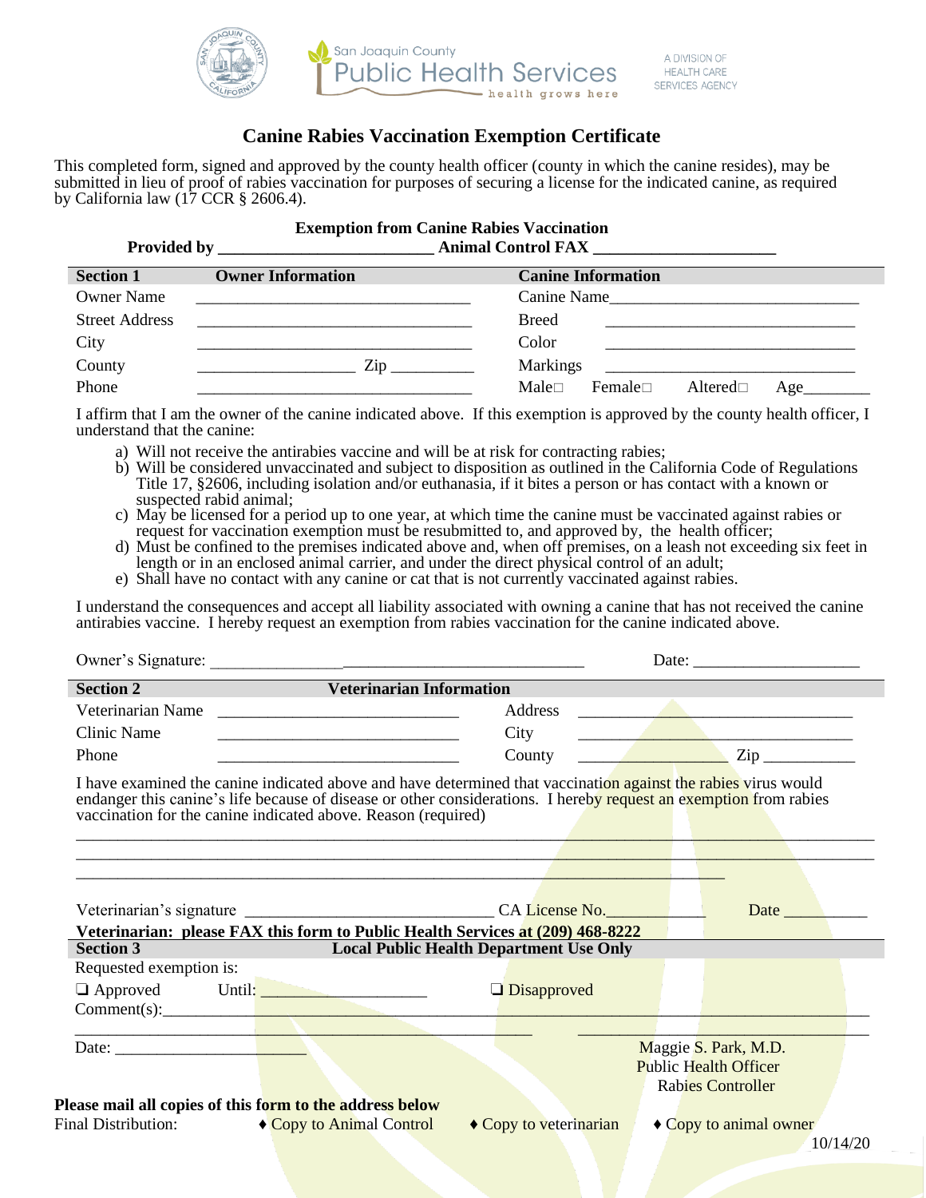San Joaquin County Public Health Services — health grows here

A DIVISION OF HEALTH CARE SERVICES AGENCY

# Canine Rabies Vaccination Exemption Certificate

This completed form, signed and approved by the county health officer (county in which the canine resides), may be submitted in lieu of proof of rabies vaccination for purposes of securing a license for the indicated canine, as required by California law (17 CCR § 2606.4).

**Exemption from Canine Rabies Vaccination**

**Provided by** ________________________ **Animal Control FAX** ____________________

| **Section 1** | **Owner Information** | **Canine Information** | |
|---|---|---|---|
| Owner Name | ______________________________ | Canine Name | ______________________________ |
| Street Address | ______________________________ | Breed | ______________________________ |
| City | ______________________________ | Color | ______________________________ |
| County | __________________ Zip _________ | Markings | ______________________________ |
| Phone | ______________________________ | Male☐ Female☐ Altered☐ Age_______ | |

I affirm that I am the owner of the canine indicated above. If this exemption is approved by the county health officer, I understand that the canine:

a) Will not receive the antirabies vaccine and will be at risk for contracting rabies;
b) Will be considered unvaccinated and subject to disposition as outlined in the California Code of Regulations Title 17, §2606, including isolation and/or euthanasia, if it bites a person or has contact with a known or suspected rabid animal;
c) May be licensed for a period up to one year, at which time the canine must be vaccinated against rabies or request for vaccination exemption must be resubmitted to, and approved by, the health officer;
d) Must be confined to the premises indicated above and, when off premises, on a leash not exceeding six feet in length or in an enclosed animal carrier, and under the direct physical control of an adult;
e) Shall have no contact with any canine or cat that is not currently vaccinated against rabies.

I understand the consequences and accept all liability associated with owning a canine that has not received the canine antirabies vaccine. I hereby request an exemption from rabies vaccination for the canine indicated above.

Owner's Signature: ______________________________ Date: ____________________

| **Section 2** | **Veterinarian Information** | | |
|---|---|---|---|
| Veterinarian Name | ____________________________ | Address | ______________________________ |
| Clinic Name | ____________________________ | City | ______________________________ |
| Phone | ____________________________ | County | ________________ Zip __________ |

I have examined the canine indicated above and have determined that vaccination against the rabies virus would endanger this canine's life because of disease or other considerations. I hereby request an exemption from rabies vaccination for the canine indicated above. Reason (required)

______________________________________________________________________________

______________________________________________________________________________

______________________________________________________________________________

Veterinarian's signature ____________________________ CA License No.___________ Date __________

**Veterinarian: please FAX this form to Public Health Services at (209) 468-8222**

| **Section 3** | **Local Public Health Department Use Only** |
|---|---|

Requested exemption is:

❑ Approved Until: ____________________ ❑ Disapproved

Comment(s):______________________________________________________________

______________________________________________ ______________________________

Date: ______________________

Maggie S. Park, M.D.
Public Health Officer
Rabies Controller

**Please mail all copies of this form to the address below**

Final Distribution: ♦ Copy to Animal Control ♦ Copy to veterinarian ♦ Copy to animal owner

10/14/20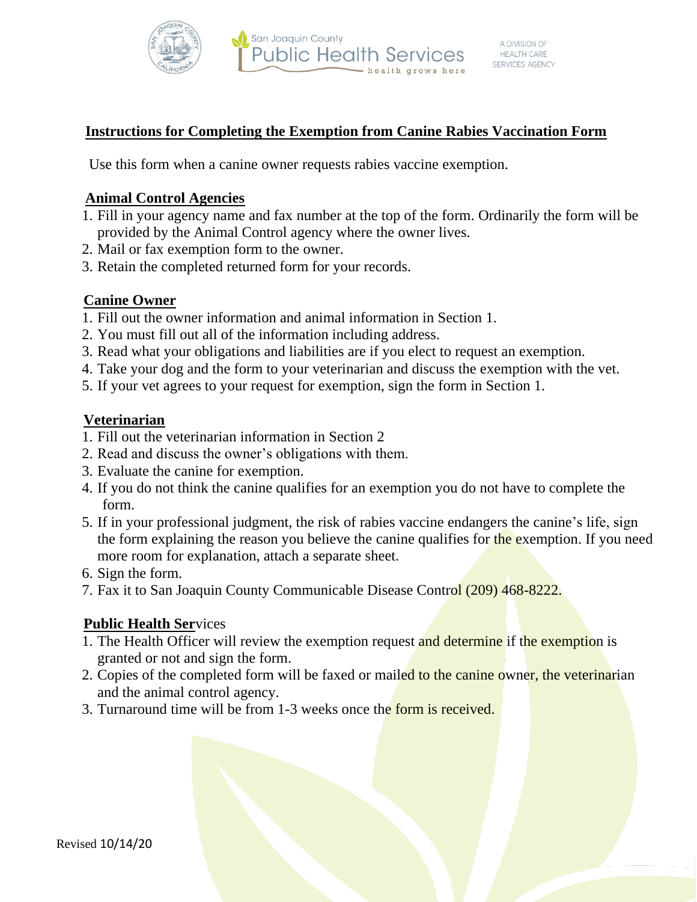## Instructions for Completing the Exemption from Canine Rabies Vaccination Form

Use this form when a canine owner requests rabies vaccine exemption.

### Animal Control Agencies

1. Fill in your agency name and fax number at the top of the form. Ordinarily the form will be provided by the Animal Control agency where the owner lives.
2. Mail or fax exemption form to the owner.
3. Retain the completed returned form for your records.

### Canine Owner

1. Fill out the owner information and animal information in Section 1.
2. You must fill out all of the information including address.
3. Read what your obligations and liabilities are if you elect to request an exemption.
4. Take your dog and the form to your veterinarian and discuss the exemption with the vet.
5. If your vet agrees to your request for exemption, sign the form in Section 1.

### Veterinarian

1. Fill out the veterinarian information in Section 2
2. Read and discuss the owner's obligations with them.
3. Evaluate the canine for exemption.
4. If you do not think the canine qualifies for an exemption you do not have to complete the form.
5. If in your professional judgment, the risk of rabies vaccine endangers the canine's life, sign the form explaining the reason you believe the canine qualifies for the exemption. If you need more room for explanation, attach a separate sheet.
6. Sign the form.
7. Fax it to San Joaquin County Communicable Disease Control (209) 468-8222.

### Public Health Services

1. The Health Officer will review the exemption request and determine if the exemption is granted or not and sign the form.
2. Copies of the completed form will be faxed or mailed to the canine owner, the veterinarian and the animal control agency.
3. Turnaround time will be from 1-3 weeks once the form is received.

Revised 10/14/20